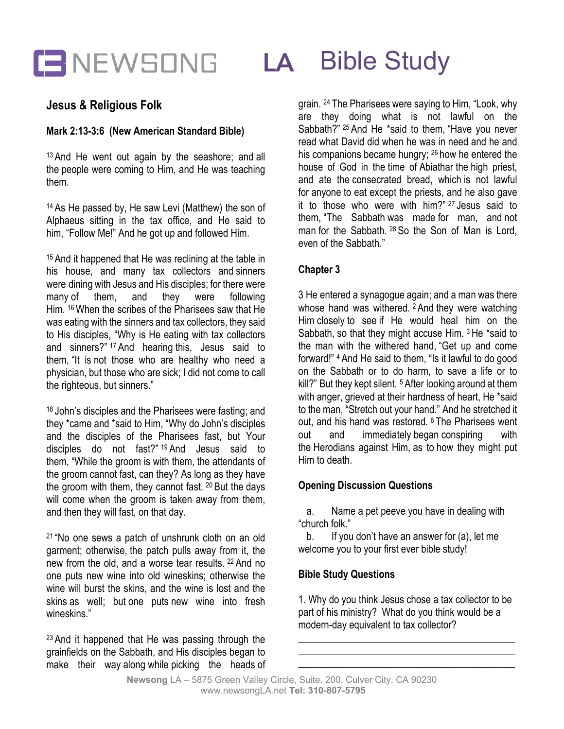# NEWSONG LA Bible Study

## Jesus & Religious Folk

**Mark 2:13-3:6 (New American Standard Bible)**

[13] And He went out again by the seashore; and all the people were coming to Him, and He was teaching them.

[14] As He passed by, He saw Levi (Matthew) the son of Alphaeus sitting in the tax office, and He said to him, "Follow Me!" And he got up and followed Him.

[15] And it happened that He was reclining at the table in his house, and many tax collectors and sinners were dining with Jesus and His disciples; for there were many of them, and they were following Him. [16] When the scribes of the Pharisees saw that He was eating with the sinners and tax collectors, they said to His disciples, "Why is He eating with tax collectors and sinners?" [17] And hearing this, Jesus said to them, "It is not those who are healthy who need a physician, but those who are sick; I did not come to call the righteous, but sinners."

[18] John's disciples and the Pharisees were fasting; and they *came and *said to Him, "Why do John's disciples and the disciples of the Pharisees fast, but Your disciples do not fast?" [19] And Jesus said to them, "While the groom is with them, the attendants of the groom cannot fast, can they? As long as they have the groom with them, they cannot fast. [20] But the days will come when the groom is taken away from them, and then they will fast, on that day.

[21] "No one sews a patch of unshrunk cloth on an old garment; otherwise, the patch pulls away from it, the new from the old, and a worse tear results. [22] And no one puts new wine into old wineskins; otherwise the wine will burst the skins, and the wine is lost and the skins as well; but one puts new wine into fresh wineskins."

[23] And it happened that He was passing through the grainfields on the Sabbath, and His disciples began to make their way along while picking the heads of grain. [24] The Pharisees were saying to Him, "Look, why are they doing what is not lawful on the Sabbath?" [25] And He *said to them, "Have you never read what David did when he was in need and he and his companions became hungry; [26] how he entered the house of God in the time of Abiathar the high priest, and ate the consecrated bread, which is not lawful for anyone to eat except the priests, and he also gave it to those who were with him?" [27] Jesus said to them, "The Sabbath was made for man, and not man for the Sabbath. [28] So the Son of Man is Lord, even of the Sabbath."

**Chapter 3**

3 He entered a synagogue again; and a man was there whose hand was withered. [2] And they were watching Him closely to see if He would heal him on the Sabbath, so that they might accuse Him. [3] He *said to the man with the withered hand, "Get up and come forward!" [4] And He said to them, "Is it lawful to do good on the Sabbath or to do harm, to save a life or to kill?" But they kept silent. [5] After looking around at them with anger, grieved at their hardness of heart, He *said to the man, "Stretch out your hand." And he stretched it out, and his hand was restored. [6] The Pharisees went out and immediately began conspiring with the Herodians against Him, as to how they might put Him to death.

**Opening Discussion Questions**

a. Name a pet peeve you have in dealing with "church folk."

b. If you don't have an answer for (a), let me welcome you to your first ever bible study!

**Bible Study Questions**

1. Why do you think Jesus chose a tax collector to be part of his ministry? What do you think would be a modern-day equivalent to tax collector?

\_\_\_\_\_\_\_\_\_\_\_\_\_\_\_\_\_\_\_\_\_\_\_\_\_\_\_\_\_\_\_\_\_\_\_\_\_\_\_\_\_\_\_\_
\_\_\_\_\_\_\_\_\_\_\_\_\_\_\_\_\_\_\_\_\_\_\_\_\_\_\_\_\_\_\_\_\_\_\_\_\_\_\_\_\_\_\_\_
\_\_\_\_\_\_\_\_\_\_\_\_\_\_\_\_\_\_\_\_\_\_\_\_\_\_\_\_\_\_\_\_\_\_\_\_\_\_\_\_\_\_\_\_

**Newsong** LA – 5875 Green Valley Circle, Suite. 200, Culver City, CA 90230
www.newsongLA.net **Tel: 310-807-5795**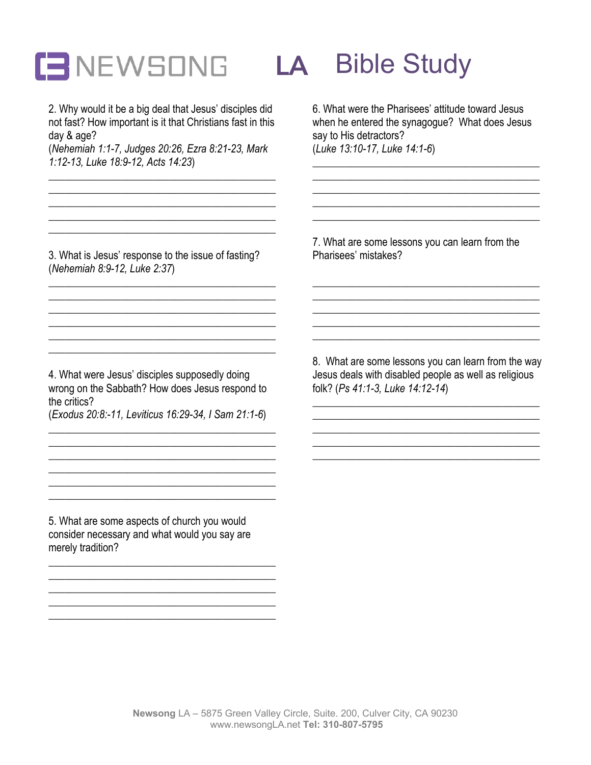# NEWSONG LA Bible Study

2. Why would it be a big deal that Jesus' disciples did not fast? How important is it that Christians fast in this day & age?
(*Nehemiah 1:1-7, Judges 20:26, Ezra 8:21-23, Mark 1:12-13, Luke 18:9-12, Acts 14:23*)

______________________________________________
______________________________________________
______________________________________________
______________________________________________
______________________________________________

3. What is Jesus' response to the issue of fasting?
(*Nehemiah 8:9-12, Luke 2:37*)

______________________________________________
______________________________________________
______________________________________________
______________________________________________
______________________________________________
______________________________________________

4. What were Jesus' disciples supposedly doing wrong on the Sabbath? How does Jesus respond to the critics?
(*Exodus 20:8:-11, Leviticus 16:29-34, I Sam 21:1-6*)

______________________________________________
______________________________________________
______________________________________________
______________________________________________
______________________________________________
______________________________________________

5. What are some aspects of church you would consider necessary and what would you say are merely tradition?

______________________________________________
______________________________________________
______________________________________________
______________________________________________
______________________________________________

6. What were the Pharisees' attitude toward Jesus when he entered the synagogue? What does Jesus say to His detractors?
(*Luke 13:10-17, Luke 14:1-6*)

______________________________________________
______________________________________________
______________________________________________
______________________________________________
______________________________________________

7. What are some lessons you can learn from the Pharisees' mistakes?

______________________________________________
______________________________________________
______________________________________________
______________________________________________
______________________________________________

8. What are some lessons you can learn from the way Jesus deals with disabled people as well as religious folk? (*Ps 41:1-3, Luke 14:12-14*)

______________________________________________
______________________________________________
______________________________________________
______________________________________________
______________________________________________

**Newsong** LA – 5875 Green Valley Circle, Suite. 200, Culver City, CA 90230
www.newsongLA.net **Tel: 310-807-5795**